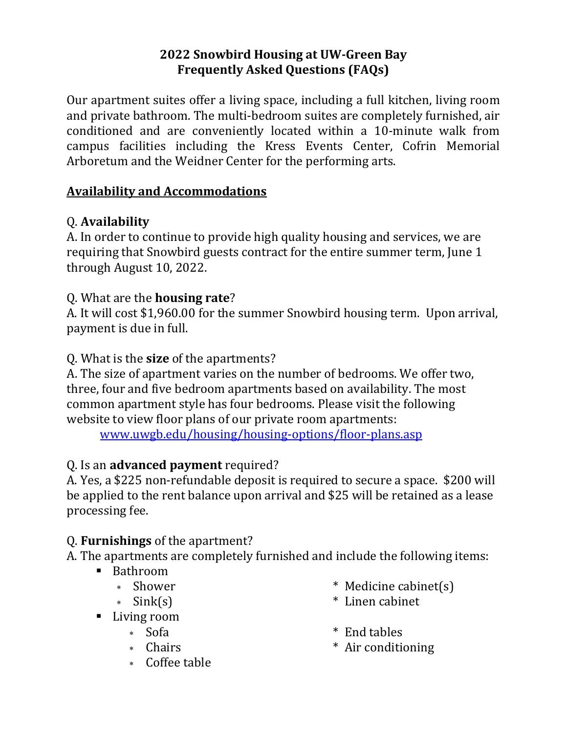**2022 Snowbird Housing at UW-Green Bay**
**Frequently Asked Questions (FAQs)**

Our apartment suites offer a living space, including a full kitchen, living room and private bathroom. The multi-bedroom suites are completely furnished, air conditioned and are conveniently located within a 10-minute walk from campus facilities including the Kress Events Center, Cofrin Memorial Arboretum and the Weidner Center for the performing arts.

## Availability and Accommodations

Q. **Availability**
A. In order to continue to provide high quality housing and services, we are requiring that Snowbird guests contract for the entire summer term, June 1 through August 10, 2022.

Q. What are the **housing rate**?
A. It will cost $1,960.00 for the summer Snowbird housing term. Upon arrival, payment is due in full.

Q. What is the **size** of the apartments?
A. The size of apartment varies on the number of bedrooms. We offer two, three, four and five bedroom apartments based on availability. The most common apartment style has four bedrooms. Please visit the following website to view floor plans of our private room apartments:
[www.uwgb.edu/housing/housing-options/floor-plans.asp](www.uwgb.edu/housing/housing-options/floor-plans.asp)

Q. Is an **advanced payment** required?
A. Yes, a $225 non-refundable deposit is required to secure a space. $200 will be applied to the rent balance upon arrival and $25 will be retained as a lease processing fee.

Q. **Furnishings** of the apartment?
A. The apartments are completely furnished and include the following items:

- Bathroom
  - Shower
  - Sink(s)
  - Medicine cabinet(s)
  - Linen cabinet
- Living room
  - Sofa
  - Chairs
  - Coffee table
  - End tables
  - Air conditioning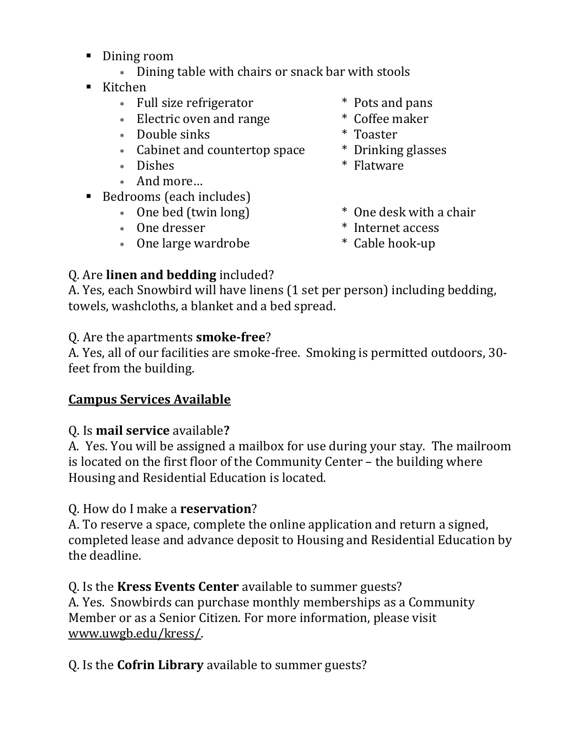- Dining room
  - Dining table with chairs or snack bar with stools
- Kitchen
  - Full size refrigerator
  - Electric oven and range
  - Double sinks
  - Cabinet and countertop space
  - Dishes
  - And more…
  - Pots and pans
  - Coffee maker
  - Toaster
  - Drinking glasses
  - Flatware
- Bedrooms (each includes)
  - One bed (twin long)
  - One dresser
  - One large wardrobe
  - One desk with a chair
  - Internet access
  - Cable hook-up

Q. Are **linen and bedding** included?
A. Yes, each Snowbird will have linens (1 set per person) including bedding, towels, washcloths, a blanket and a bed spread.

Q. Are the apartments **smoke-free**?
A. Yes, all of our facilities are smoke-free. Smoking is permitted outdoors, 30-feet from the building.

## Campus Services Available

Q. Is **mail service** available**?**
A. Yes. You will be assigned a mailbox for use during your stay. The mailroom is located on the first floor of the Community Center – the building where Housing and Residential Education is located.

Q. How do I make a **reservation**?
A. To reserve a space, complete the online application and return a signed, completed lease and advance deposit to Housing and Residential Education by the deadline.

Q. Is the **Kress Events Center** available to summer guests?
A. Yes. Snowbirds can purchase monthly memberships as a Community Member or as a Senior Citizen. For more information, please visit www.uwgb.edu/kress/.

Q. Is the **Cofrin Library** available to summer guests?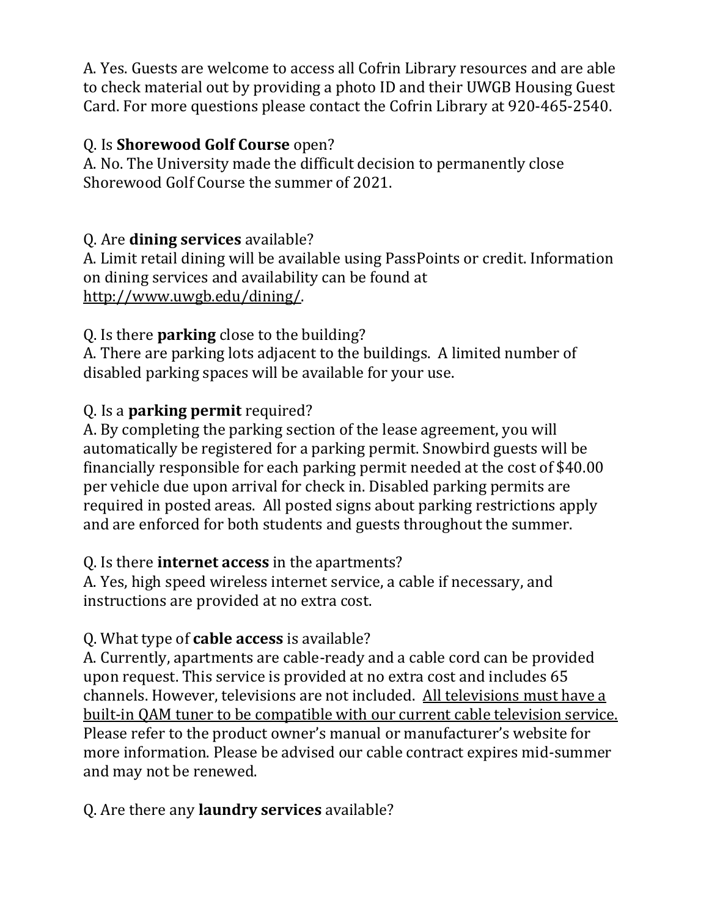A. Yes. Guests are welcome to access all Cofrin Library resources and are able to check material out by providing a photo ID and their UWGB Housing Guest Card. For more questions please contact the Cofrin Library at 920-465-2540.

Q. Is **Shorewood Golf Course** open?
A. No. The University made the difficult decision to permanently close Shorewood Golf Course the summer of 2021.

Q. Are **dining services** available?
A. Limit retail dining will be available using PassPoints or credit. Information on dining services and availability can be found at http://www.uwgb.edu/dining/.

Q. Is there **parking** close to the building?
A. There are parking lots adjacent to the buildings. A limited number of disabled parking spaces will be available for your use.

Q. Is a **parking permit** required?
A. By completing the parking section of the lease agreement, you will automatically be registered for a parking permit. Snowbird guests will be financially responsible for each parking permit needed at the cost of $40.00 per vehicle due upon arrival for check in. Disabled parking permits are required in posted areas. All posted signs about parking restrictions apply and are enforced for both students and guests throughout the summer.

Q. Is there **internet access** in the apartments?
A. Yes, high speed wireless internet service, a cable if necessary, and instructions are provided at no extra cost.

Q. What type of **cable access** is available?
A. Currently, apartments are cable-ready and a cable cord can be provided upon request. This service is provided at no extra cost and includes 65 channels. However, televisions are not included. <u>All televisions must have a built-in QAM tuner to be compatible with our current cable television service.</u> Please refer to the product owner's manual or manufacturer's website for more information. Please be advised our cable contract expires mid-summer and may not be renewed.

Q. Are there any **laundry services** available?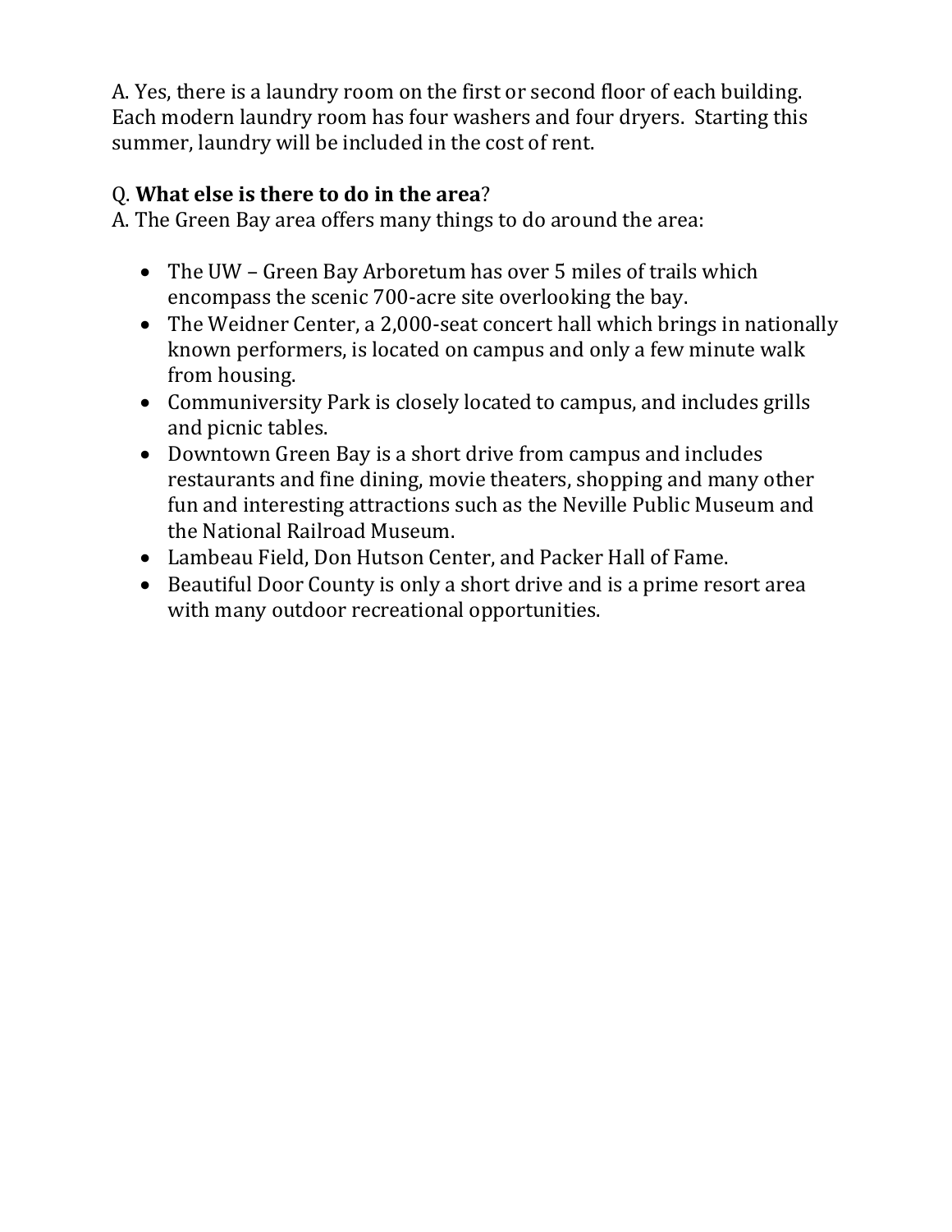A. Yes, there is a laundry room on the first or second floor of each building. Each modern laundry room has four washers and four dryers. Starting this summer, laundry will be included in the cost of rent.

Q. **What else is there to do in the area**?
A. The Green Bay area offers many things to do around the area:

- The UW – Green Bay Arboretum has over 5 miles of trails which encompass the scenic 700-acre site overlooking the bay.
- The Weidner Center, a 2,000-seat concert hall which brings in nationally known performers, is located on campus and only a few minute walk from housing.
- Communiversity Park is closely located to campus, and includes grills and picnic tables.
- Downtown Green Bay is a short drive from campus and includes restaurants and fine dining, movie theaters, shopping and many other fun and interesting attractions such as the Neville Public Museum and the National Railroad Museum.
- Lambeau Field, Don Hutson Center, and Packer Hall of Fame.
- Beautiful Door County is only a short drive and is a prime resort area with many outdoor recreational opportunities.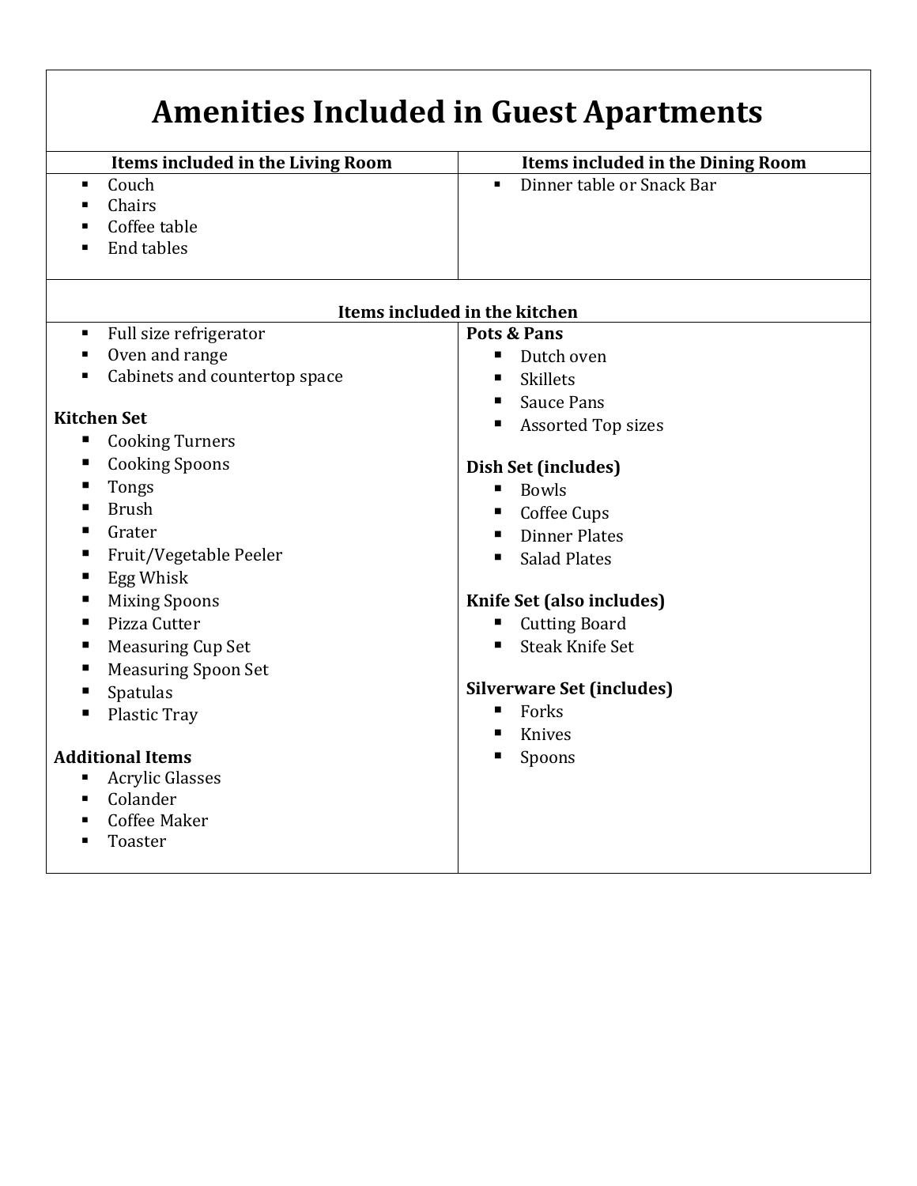# Amenities Included in Guest Apartments

| Items included in the Living Room | Items included in the Dining Room |
|---|---|
| ▪ Couch<br>▪ Chairs<br>▪ Coffee table<br>▪ End tables | ▪ Dinner table or Snack Bar |

## Items included in the kitchen

- Full size refrigerator
- Oven and range
- Cabinets and countertop space

**Kitchen Set**

- Cooking Turners
- Cooking Spoons
- Tongs
- Brush
- Grater
- Fruit/Vegetable Peeler
- Egg Whisk
- Mixing Spoons
- Pizza Cutter
- Measuring Cup Set
- Measuring Spoon Set
- Spatulas
- Plastic Tray

**Additional Items**

- Acrylic Glasses
- Colander
- Coffee Maker
- Toaster

**Pots & Pans**

- Dutch oven
- Skillets
- Sauce Pans
- Assorted Top sizes

**Dish Set (includes)**

- Bowls
- Coffee Cups
- Dinner Plates
- Salad Plates

**Knife Set (also includes)**

- Cutting Board
- Steak Knife Set

**Silverware Set (includes)**

- Forks
- Knives
- Spoons